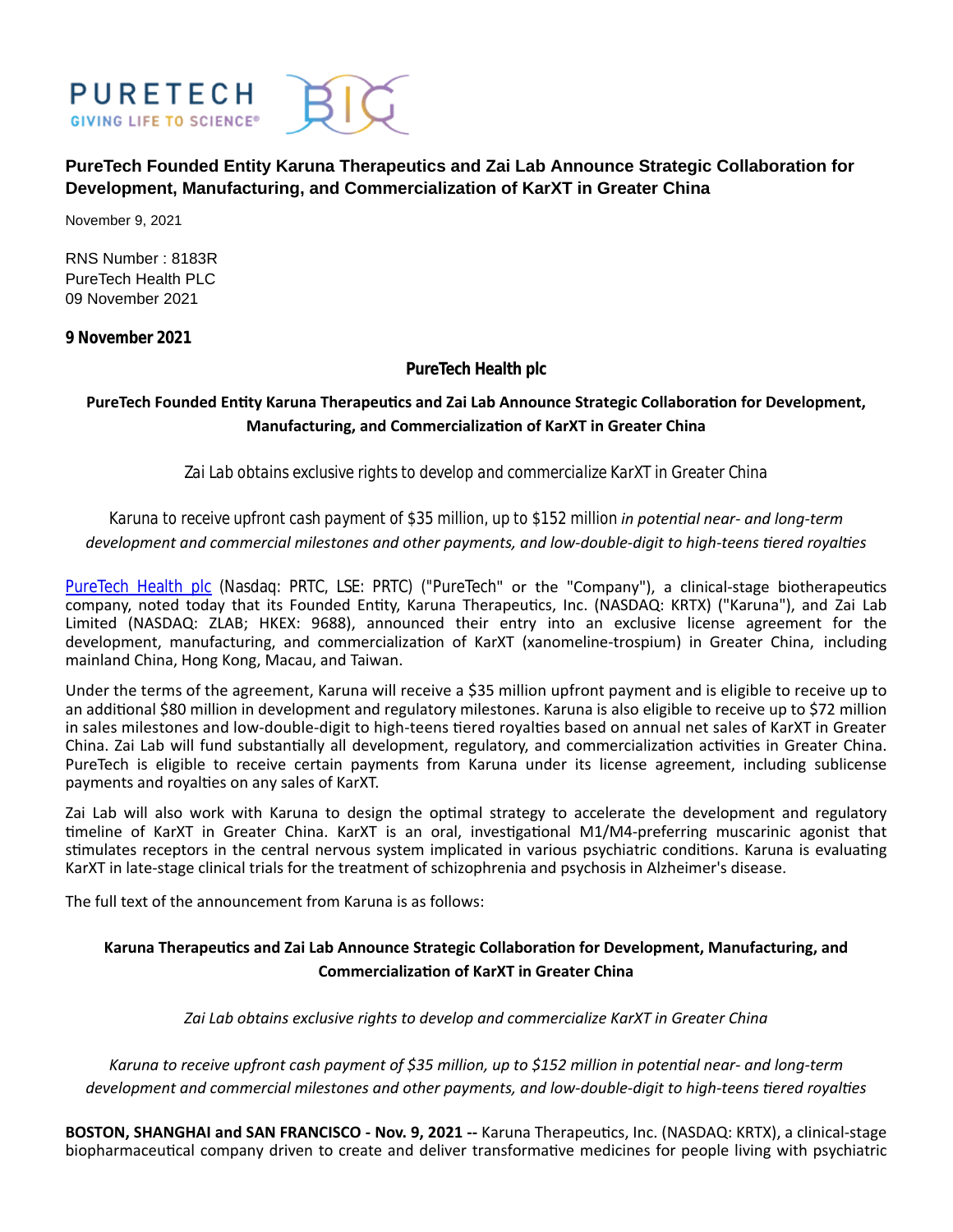# PureTech Founded Entity Karuna Therapeutics and Zai Lab Announce Strategic Collaboration for Development, Manufacturing, and Commercialization of KarXT in Greater China

November 9, 2021

RNS Number : 8183R
PureTech Health PLC
09 November 2021

**9 November 2021**

**PureTech Health plc**

**PureTech Founded Entity Karuna Therapeutics and Zai Lab Announce Strategic Collaboration for Development, Manufacturing, and Commercialization of KarXT in Greater China**

Zai Lab obtains exclusive rights to develop and commercialize KarXT in Greater China

Karuna to receive upfront cash payment of $35 million, up to $152 million *in potential near- and long-term development and commercial milestones and other payments, and low-double-digit to high-teens tiered royalties*

PureTech Health plc (Nasdaq: PRTC, LSE: PRTC) ("PureTech" or the "Company"), a clinical-stage biotherapeutics company, noted today that its Founded Entity, Karuna Therapeutics, Inc. (NASDAQ: KRTX) ("Karuna"), and Zai Lab Limited (NASDAQ: ZLAB; HKEX: 9688), announced their entry into an exclusive license agreement for the development, manufacturing, and commercialization of KarXT (xanomeline-trospium) in Greater China, including mainland China, Hong Kong, Macau, and Taiwan.

Under the terms of the agreement, Karuna will receive a $35 million upfront payment and is eligible to receive up to an additional $80 million in development and regulatory milestones. Karuna is also eligible to receive up to $72 million in sales milestones and low-double-digit to high-teens tiered royalties based on annual net sales of KarXT in Greater China. Zai Lab will fund substantially all development, regulatory, and commercialization activities in Greater China. PureTech is eligible to receive certain payments from Karuna under its license agreement, including sublicense payments and royalties on any sales of KarXT.

Zai Lab will also work with Karuna to design the optimal strategy to accelerate the development and regulatory timeline of KarXT in Greater China. KarXT is an oral, investigational M1/M4-preferring muscarinic agonist that stimulates receptors in the central nervous system implicated in various psychiatric conditions. Karuna is evaluating KarXT in late-stage clinical trials for the treatment of schizophrenia and psychosis in Alzheimer's disease.

The full text of the announcement from Karuna is as follows:

**Karuna Therapeutics and Zai Lab Announce Strategic Collaboration for Development, Manufacturing, and Commercialization of KarXT in Greater China**

*Zai Lab obtains exclusive rights to develop and commercialize KarXT in Greater China*

*Karuna to receive upfront cash payment of $35 million, up to $152 million in potential near- and long-term development and commercial milestones and other payments, and low-double-digit to high-teens tiered royalties*

**BOSTON, SHANGHAI and SAN FRANCISCO - Nov. 9, 2021 --** Karuna Therapeutics, Inc. (NASDAQ: KRTX), a clinical-stage biopharmaceutical company driven to create and deliver transformative medicines for people living with psychiatric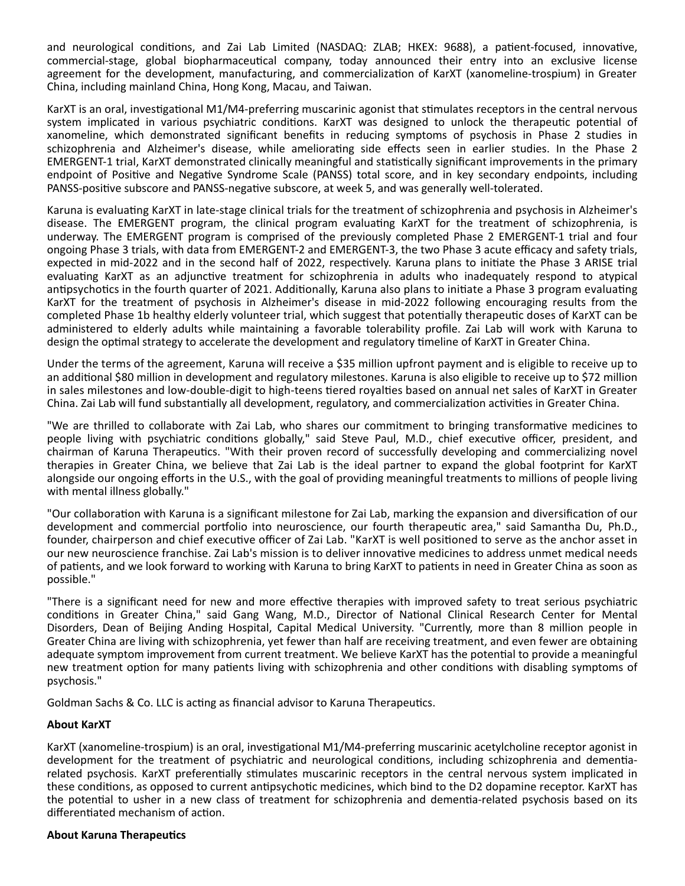and neurological conditions, and Zai Lab Limited (NASDAQ: ZLAB; HKEX: 9688), a patient-focused, innovative, commercial-stage, global biopharmaceutical company, today announced their entry into an exclusive license agreement for the development, manufacturing, and commercialization of KarXT (xanomeline-trospium) in Greater China, including mainland China, Hong Kong, Macau, and Taiwan.

KarXT is an oral, investigational M1/M4-preferring muscarinic agonist that stimulates receptors in the central nervous system implicated in various psychiatric conditions. KarXT was designed to unlock the therapeutic potential of xanomeline, which demonstrated significant benefits in reducing symptoms of psychosis in Phase 2 studies in schizophrenia and Alzheimer's disease, while ameliorating side effects seen in earlier studies. In the Phase 2 EMERGENT-1 trial, KarXT demonstrated clinically meaningful and statistically significant improvements in the primary endpoint of Positive and Negative Syndrome Scale (PANSS) total score, and in key secondary endpoints, including PANSS-positive subscore and PANSS-negative subscore, at week 5, and was generally well-tolerated.

Karuna is evaluating KarXT in late-stage clinical trials for the treatment of schizophrenia and psychosis in Alzheimer's disease. The EMERGENT program, the clinical program evaluating KarXT for the treatment of schizophrenia, is underway. The EMERGENT program is comprised of the previously completed Phase 2 EMERGENT-1 trial and four ongoing Phase 3 trials, with data from EMERGENT-2 and EMERGENT-3, the two Phase 3 acute efficacy and safety trials, expected in mid-2022 and in the second half of 2022, respectively. Karuna plans to initiate the Phase 3 ARISE trial evaluating KarXT as an adjunctive treatment for schizophrenia in adults who inadequately respond to atypical antipsychotics in the fourth quarter of 2021. Additionally, Karuna also plans to initiate a Phase 3 program evaluating KarXT for the treatment of psychosis in Alzheimer's disease in mid-2022 following encouraging results from the completed Phase 1b healthy elderly volunteer trial, which suggest that potentially therapeutic doses of KarXT can be administered to elderly adults while maintaining a favorable tolerability profile. Zai Lab will work with Karuna to design the optimal strategy to accelerate the development and regulatory timeline of KarXT in Greater China.

Under the terms of the agreement, Karuna will receive a $35 million upfront payment and is eligible to receive up to an additional $80 million in development and regulatory milestones. Karuna is also eligible to receive up to $72 million in sales milestones and low-double-digit to high-teens tiered royalties based on annual net sales of KarXT in Greater China. Zai Lab will fund substantially all development, regulatory, and commercialization activities in Greater China.

"We are thrilled to collaborate with Zai Lab, who shares our commitment to bringing transformative medicines to people living with psychiatric conditions globally," said Steve Paul, M.D., chief executive officer, president, and chairman of Karuna Therapeutics. "With their proven record of successfully developing and commercializing novel therapies in Greater China, we believe that Zai Lab is the ideal partner to expand the global footprint for KarXT alongside our ongoing efforts in the U.S., with the goal of providing meaningful treatments to millions of people living with mental illness globally."

"Our collaboration with Karuna is a significant milestone for Zai Lab, marking the expansion and diversification of our development and commercial portfolio into neuroscience, our fourth therapeutic area," said Samantha Du, Ph.D., founder, chairperson and chief executive officer of Zai Lab. "KarXT is well positioned to serve as the anchor asset in our new neuroscience franchise. Zai Lab's mission is to deliver innovative medicines to address unmet medical needs of patients, and we look forward to working with Karuna to bring KarXT to patients in need in Greater China as soon as possible."

"There is a significant need for new and more effective therapies with improved safety to treat serious psychiatric conditions in Greater China," said Gang Wang, M.D., Director of National Clinical Research Center for Mental Disorders, Dean of Beijing Anding Hospital, Capital Medical University. "Currently, more than 8 million people in Greater China are living with schizophrenia, yet fewer than half are receiving treatment, and even fewer are obtaining adequate symptom improvement from current treatment. We believe KarXT has the potential to provide a meaningful new treatment option for many patients living with schizophrenia and other conditions with disabling symptoms of psychosis."

Goldman Sachs & Co. LLC is acting as financial advisor to Karuna Therapeutics.

**About KarXT**

KarXT (xanomeline-trospium) is an oral, investigational M1/M4-preferring muscarinic acetylcholine receptor agonist in development for the treatment of psychiatric and neurological conditions, including schizophrenia and dementia-related psychosis. KarXT preferentially stimulates muscarinic receptors in the central nervous system implicated in these conditions, as opposed to current antipsychotic medicines, which bind to the D2 dopamine receptor. KarXT has the potential to usher in a new class of treatment for schizophrenia and dementia-related psychosis based on its differentiated mechanism of action.

**About Karuna Therapeutics**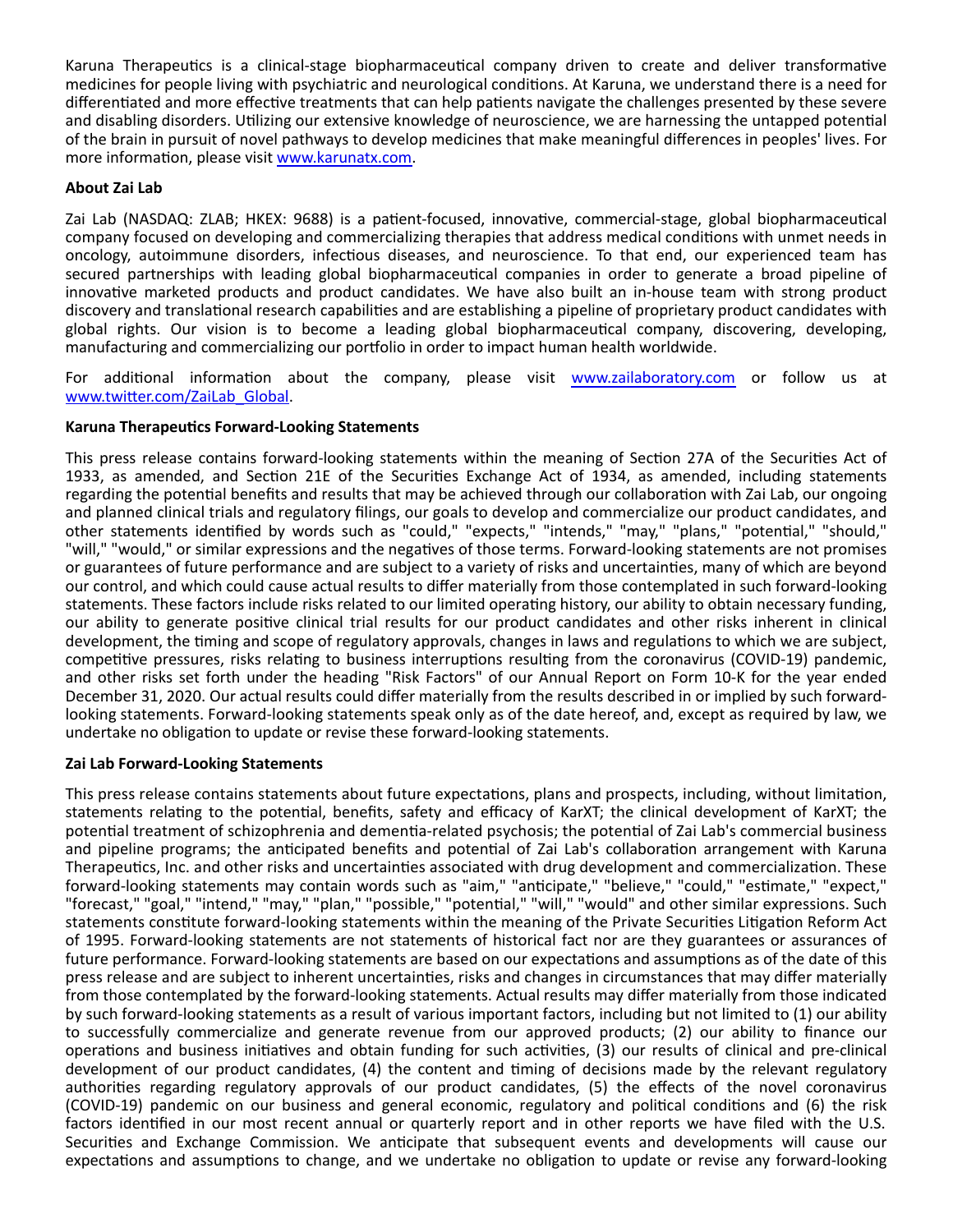Karuna Therapeutics is a clinical-stage biopharmaceutical company driven to create and deliver transformative medicines for people living with psychiatric and neurological conditions. At Karuna, we understand there is a need for differentiated and more effective treatments that can help patients navigate the challenges presented by these severe and disabling disorders. Utilizing our extensive knowledge of neuroscience, we are harnessing the untapped potential of the brain in pursuit of novel pathways to develop medicines that make meaningful differences in peoples' lives. For more information, please visit [www.karunatx.com](http://www.karunatx.com).

**About Zai Lab**

Zai Lab (NASDAQ: ZLAB; HKEX: 9688) is a patient-focused, innovative, commercial-stage, global biopharmaceutical company focused on developing and commercializing therapies that address medical conditions with unmet needs in oncology, autoimmune disorders, infectious diseases, and neuroscience. To that end, our experienced team has secured partnerships with leading global biopharmaceutical companies in order to generate a broad pipeline of innovative marketed products and product candidates. We have also built an in-house team with strong product discovery and translational research capabilities and are establishing a pipeline of proprietary product candidates with global rights. Our vision is to become a leading global biopharmaceutical company, discovering, developing, manufacturing and commercializing our portfolio in order to impact human health worldwide.

For additional information about the company, please visit [www.zailaboratory.com](http://www.zailaboratory.com) or follow us at [www.twitter.com/ZaiLab_Global](http://www.twitter.com/ZaiLab_Global).

**Karuna Therapeutics Forward-Looking Statements**

This press release contains forward-looking statements within the meaning of Section 27A of the Securities Act of 1933, as amended, and Section 21E of the Securities Exchange Act of 1934, as amended, including statements regarding the potential benefits and results that may be achieved through our collaboration with Zai Lab, our ongoing and planned clinical trials and regulatory filings, our goals to develop and commercialize our product candidates, and other statements identified by words such as "could," "expects," "intends," "may," "plans," "potential," "should," "will," "would," or similar expressions and the negatives of those terms. Forward-looking statements are not promises or guarantees of future performance and are subject to a variety of risks and uncertainties, many of which are beyond our control, and which could cause actual results to differ materially from those contemplated in such forward-looking statements. These factors include risks related to our limited operating history, our ability to obtain necessary funding, our ability to generate positive clinical trial results for our product candidates and other risks inherent in clinical development, the timing and scope of regulatory approvals, changes in laws and regulations to which we are subject, competitive pressures, risks relating to business interruptions resulting from the coronavirus (COVID-19) pandemic, and other risks set forth under the heading "Risk Factors" of our Annual Report on Form 10-K for the year ended December 31, 2020. Our actual results could differ materially from the results described in or implied by such forward-looking statements. Forward-looking statements speak only as of the date hereof, and, except as required by law, we undertake no obligation to update or revise these forward-looking statements.

**Zai Lab Forward-Looking Statements**

This press release contains statements about future expectations, plans and prospects, including, without limitation, statements relating to the potential, benefits, safety and efficacy of KarXT; the clinical development of KarXT; the potential treatment of schizophrenia and dementia-related psychosis; the potential of Zai Lab's commercial business and pipeline programs; the anticipated benefits and potential of Zai Lab's collaboration arrangement with Karuna Therapeutics, Inc. and other risks and uncertainties associated with drug development and commercialization. These forward-looking statements may contain words such as "aim," "anticipate," "believe," "could," "estimate," "expect," "forecast," "goal," "intend," "may," "plan," "possible," "potential," "will," "would" and other similar expressions. Such statements constitute forward-looking statements within the meaning of the Private Securities Litigation Reform Act of 1995. Forward-looking statements are not statements of historical fact nor are they guarantees or assurances of future performance. Forward-looking statements are based on our expectations and assumptions as of the date of this press release and are subject to inherent uncertainties, risks and changes in circumstances that may differ materially from those contemplated by the forward-looking statements. Actual results may differ materially from those indicated by such forward-looking statements as a result of various important factors, including but not limited to (1) our ability to successfully commercialize and generate revenue from our approved products; (2) our ability to finance our operations and business initiatives and obtain funding for such activities, (3) our results of clinical and pre-clinical development of our product candidates, (4) the content and timing of decisions made by the relevant regulatory authorities regarding regulatory approvals of our product candidates, (5) the effects of the novel coronavirus (COVID-19) pandemic on our business and general economic, regulatory and political conditions and (6) the risk factors identified in our most recent annual or quarterly report and in other reports we have filed with the U.S. Securities and Exchange Commission. We anticipate that subsequent events and developments will cause our expectations and assumptions to change, and we undertake no obligation to update or revise any forward-looking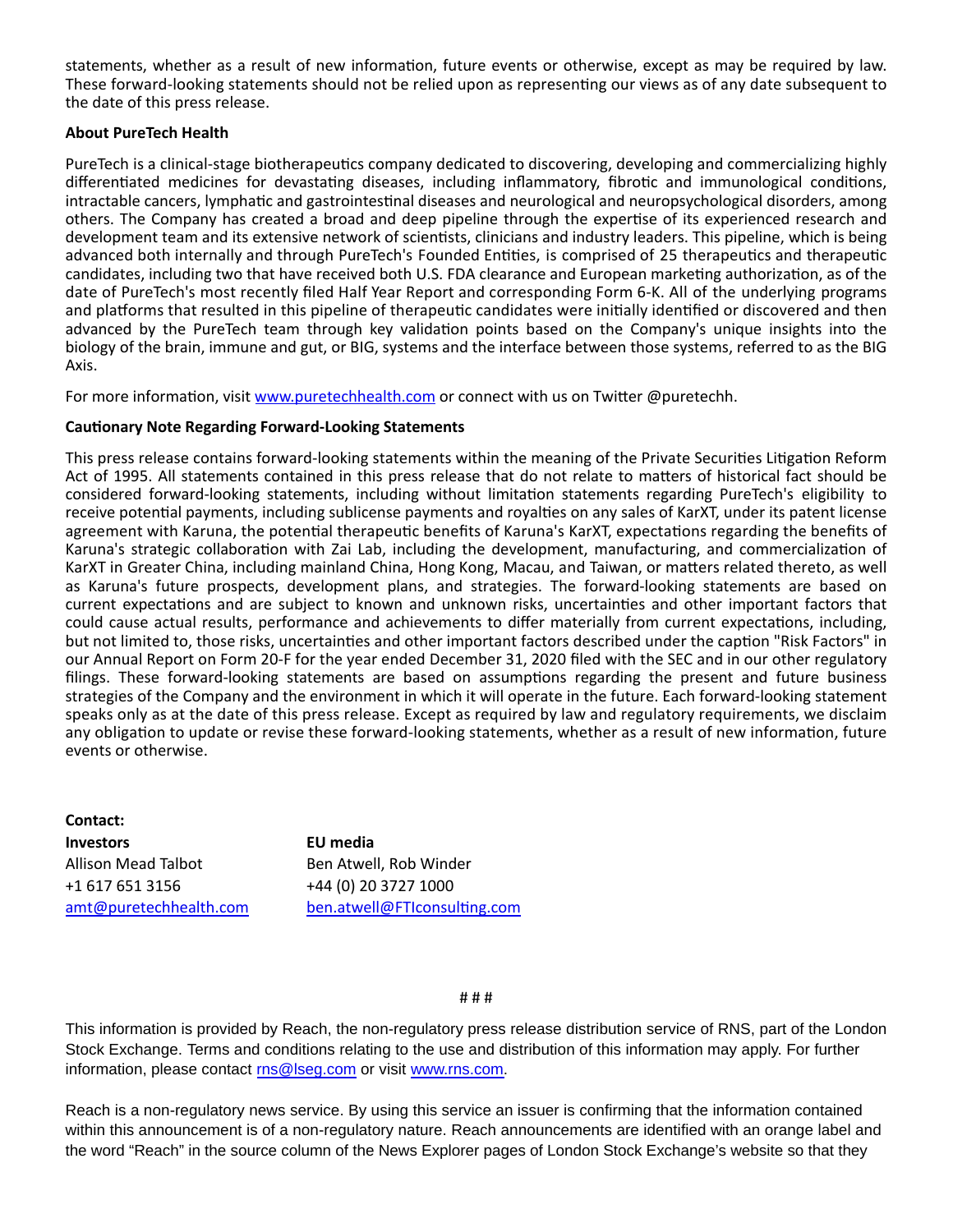statements, whether as a result of new information, future events or otherwise, except as may be required by law. These forward-looking statements should not be relied upon as representing our views as of any date subsequent to the date of this press release.

**About PureTech Health**

PureTech is a clinical-stage biotherapeutics company dedicated to discovering, developing and commercializing highly differentiated medicines for devastating diseases, including inflammatory, fibrotic and immunological conditions, intractable cancers, lymphatic and gastrointestinal diseases and neurological and neuropsychological disorders, among others. The Company has created a broad and deep pipeline through the expertise of its experienced research and development team and its extensive network of scientists, clinicians and industry leaders. This pipeline, which is being advanced both internally and through PureTech's Founded Entities, is comprised of 25 therapeutics and therapeutic candidates, including two that have received both U.S. FDA clearance and European marketing authorization, as of the date of PureTech's most recently filed Half Year Report and corresponding Form 6-K. All of the underlying programs and platforms that resulted in this pipeline of therapeutic candidates were initially identified or discovered and then advanced by the PureTech team through key validation points based on the Company's unique insights into the biology of the brain, immune and gut, or BIG, systems and the interface between those systems, referred to as the BIG Axis.

For more information, visit [www.puretechhealth.com](http://www.puretechhealth.com) or connect with us on Twitter @puretechh.

**Cautionary Note Regarding Forward-Looking Statements**

This press release contains forward-looking statements within the meaning of the Private Securities Litigation Reform Act of 1995. All statements contained in this press release that do not relate to matters of historical fact should be considered forward-looking statements, including without limitation statements regarding PureTech's eligibility to receive potential payments, including sublicense payments and royalties on any sales of KarXT, under its patent license agreement with Karuna, the potential therapeutic benefits of Karuna's KarXT, expectations regarding the benefits of Karuna's strategic collaboration with Zai Lab, including the development, manufacturing, and commercialization of KarXT in Greater China, including mainland China, Hong Kong, Macau, and Taiwan, or matters related thereto, as well as Karuna's future prospects, development plans, and strategies. The forward-looking statements are based on current expectations and are subject to known and unknown risks, uncertainties and other important factors that could cause actual results, performance and achievements to differ materially from current expectations, including, but not limited to, those risks, uncertainties and other important factors described under the caption "Risk Factors" in our Annual Report on Form 20-F for the year ended December 31, 2020 filed with the SEC and in our other regulatory filings. These forward-looking statements are based on assumptions regarding the present and future business strategies of the Company and the environment in which it will operate in the future. Each forward-looking statement speaks only as at the date of this press release. Except as required by law and regulatory requirements, we disclaim any obligation to update or revise these forward-looking statements, whether as a result of new information, future events or otherwise.

**Contact:**

| **Investors** | **EU media** |
|---|---|
| Allison Mead Talbot | Ben Atwell, Rob Winder |
| +1 617 651 3156 | +44 (0) 20 3727 1000 |
| [amt@puretechhealth.com](mailto:amt@puretechhealth.com) | [ben.atwell@FTIconsulting.com](mailto:ben.atwell@FTIconsulting.com) |

# # #

This information is provided by Reach, the non-regulatory press release distribution service of RNS, part of the London Stock Exchange. Terms and conditions relating to the use and distribution of this information may apply. For further information, please contact [rns@lseg.com](mailto:rns@lseg.com) or visit [www.rns.com](http://www.rns.com).

Reach is a non-regulatory news service. By using this service an issuer is confirming that the information contained within this announcement is of a non-regulatory nature. Reach announcements are identified with an orange label and the word "Reach" in the source column of the News Explorer pages of London Stock Exchange's website so that they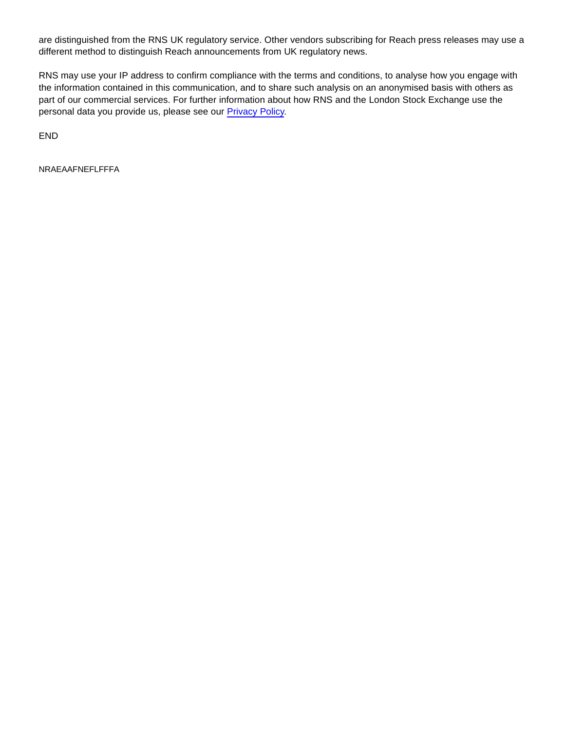are distinguished from the RNS UK regulatory service. Other vendors subscribing for Reach press releases may use a different method to distinguish Reach announcements from UK regulatory news.

RNS may use your IP address to confirm compliance with the terms and conditions, to analyse how you engage with the information contained in this communication, and to share such analysis on an anonymised basis with others as part of our commercial services. For further information about how RNS and the London Stock Exchange use the personal data you provide us, please see our Privacy Policy.

END

NRAEAAFNEFLFFFA